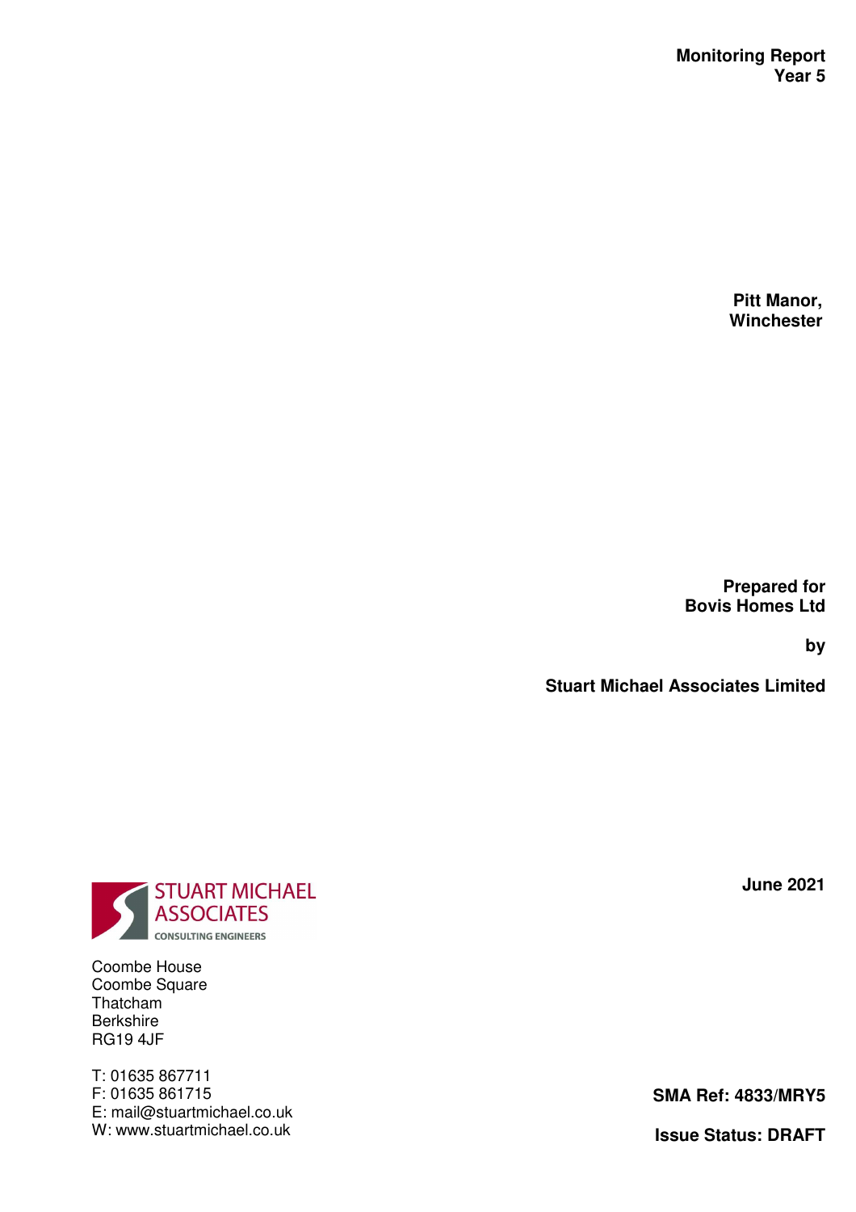**Monitoring Report**
**Year 5**

**Pitt Manor,**
**Winchester**

**Prepared for**
**Bovis Homes Ltd**

**by**

**Stuart Michael Associates Limited**

**June 2021**

STUART MICHAEL
ASSOCIATES
CONSULTING ENGINEERS

Coombe House
Coombe Square
Thatcham
Berkshire
RG19 4JF

T: 01635 867711
F: 01635 861715
E: mail@stuartmichael.co.uk
W: www.stuartmichael.co.uk

**SMA Ref: 4833/MRY5**

**Issue Status: DRAFT**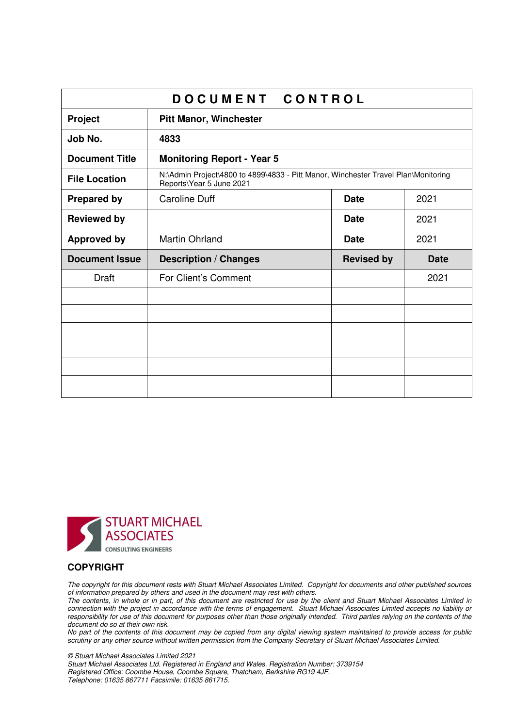| DOCUMENT CONTROL | | | |
|---|---|---|---|
| **Project** | **Pitt Manor, Winchester** | | |
| **Job No.** | **4833** | | |
| **Document Title** | **Monitoring Report - Year 5** | | |
| **File Location** | N:\Admin Project\4800 to 4899\4833 - Pitt Manor, Winchester Travel Plan\Monitoring Reports\Year 5 June 2021 | | |
| **Prepared by** | Caroline Duff | **Date** | 2021 |
| **Reviewed by** | | **Date** | 2021 |
| **Approved by** | Martin Ohrland | **Date** | 2021 |
| **Document Issue** | **Description / Changes** | **Revised by** | **Date** |
| Draft | For Client's Comment | | 2021 |
| | | | |
| | | | |
| | | | |
| | | | |
| | | | |
| | | | |

STUART MICHAEL ASSOCIATES
CONSULTING ENGINEERS

**COPYRIGHT**

*The copyright for this document rests with Stuart Michael Associates Limited. Copyright for documents and other published sources of information prepared by others and used in the document may rest with others.*
*The contents, in whole or in part, of this document are restricted for use by the client and Stuart Michael Associates Limited in connection with the project in accordance with the terms of engagement. Stuart Michael Associates Limited accepts no liability or responsibility for use of this document for purposes other than those originally intended. Third parties relying on the contents of the document do so at their own risk.*
*No part of the contents of this document may be copied from any digital viewing system maintained to provide access for public scrutiny or any other source without written permission from the Company Secretary of Stuart Michael Associates Limited.*

*© Stuart Michael Associates Limited 2021*
*Stuart Michael Associates Ltd. Registered in England and Wales. Registration Number: 3739154*
*Registered Office: Coombe House, Coombe Square, Thatcham, Berkshire RG19 4JF.*
*Telephone: 01635 867711 Facsimile: 01635 861715.*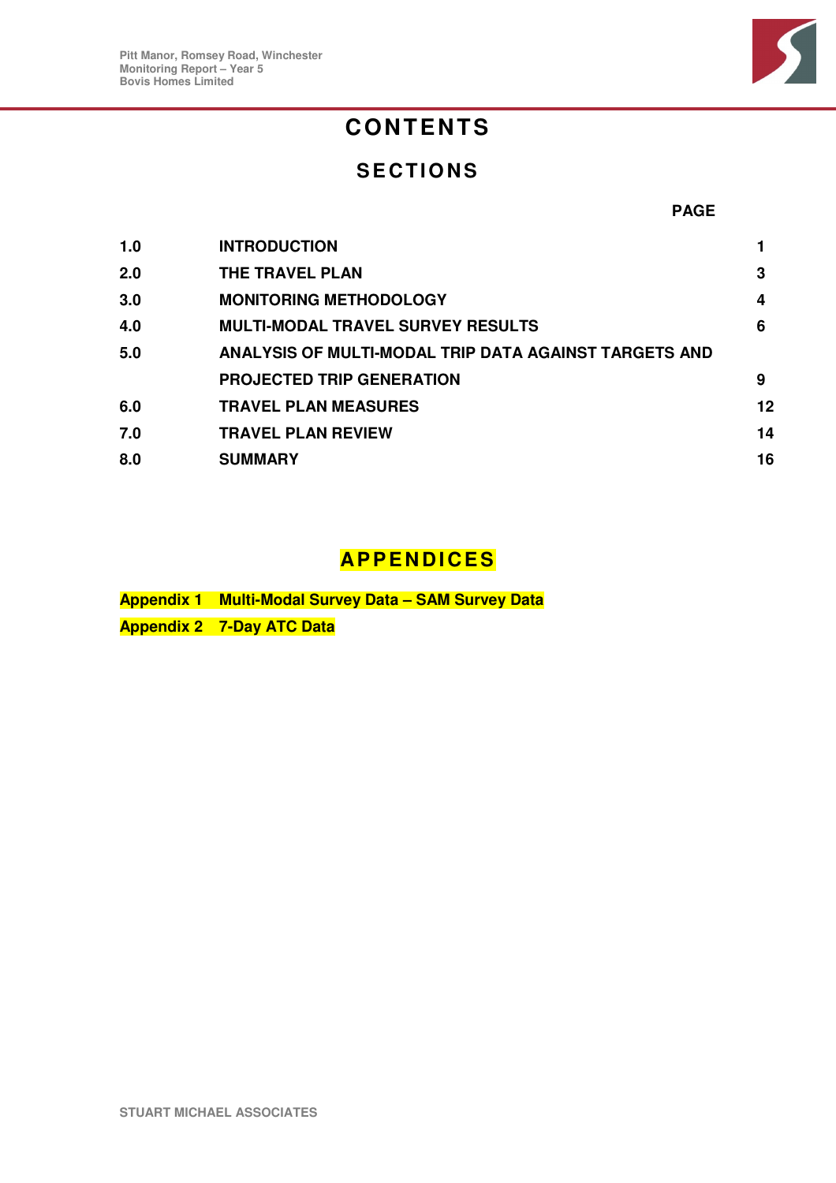# CONTENTS

## SECTIONS

| | | PAGE |
|---|---|---|
| 1.0 | INTRODUCTION | 1 |
| 2.0 | THE TRAVEL PLAN | 3 |
| 3.0 | MONITORING METHODOLOGY | 4 |
| 4.0 | MULTI-MODAL TRAVEL SURVEY RESULTS | 6 |
| 5.0 | ANALYSIS OF MULTI-MODAL TRIP DATA AGAINST TARGETS AND PROJECTED TRIP GENERATION | 9 |
| 6.0 | TRAVEL PLAN MEASURES | 12 |
| 7.0 | TRAVEL PLAN REVIEW | 14 |
| 8.0 | SUMMARY | 16 |

## APPENDICES

**Appendix 1 Multi-Modal Survey Data – SAM Survey Data**

**Appendix 2 7-Day ATC Data**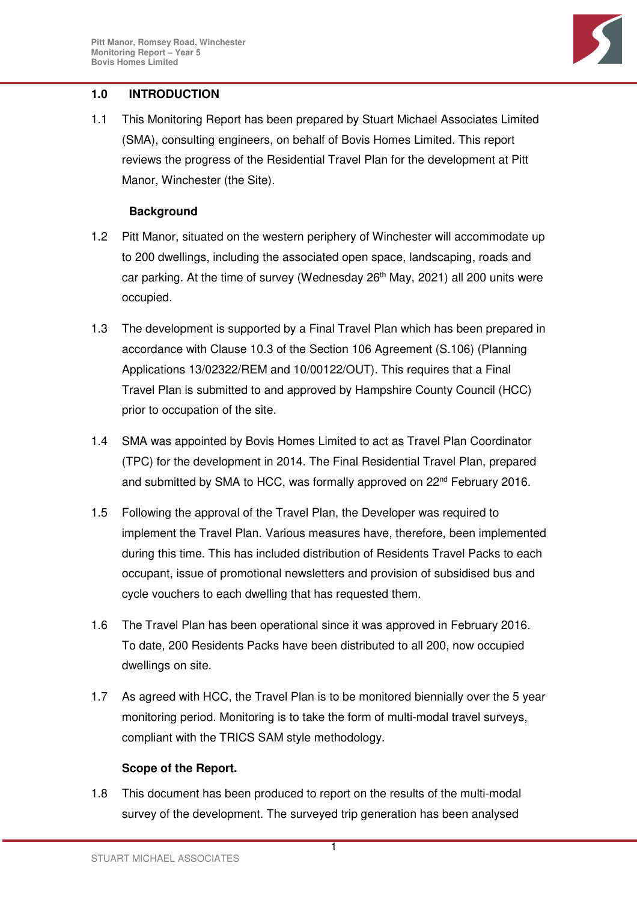## 1.0 INTRODUCTION

1.1 This Monitoring Report has been prepared by Stuart Michael Associates Limited (SMA), consulting engineers, on behalf of Bovis Homes Limited. This report reviews the progress of the Residential Travel Plan for the development at Pitt Manor, Winchester (the Site).

### Background

1.2 Pitt Manor, situated on the western periphery of Winchester will accommodate up to 200 dwellings, including the associated open space, landscaping, roads and car parking. At the time of survey (Wednesday 26th May, 2021) all 200 units were occupied.

1.3 The development is supported by a Final Travel Plan which has been prepared in accordance with Clause 10.3 of the Section 106 Agreement (S.106) (Planning Applications 13/02322/REM and 10/00122/OUT). This requires that a Final Travel Plan is submitted to and approved by Hampshire County Council (HCC) prior to occupation of the site.

1.4 SMA was appointed by Bovis Homes Limited to act as Travel Plan Coordinator (TPC) for the development in 2014. The Final Residential Travel Plan, prepared and submitted by SMA to HCC, was formally approved on 22nd February 2016.

1.5 Following the approval of the Travel Plan, the Developer was required to implement the Travel Plan. Various measures have, therefore, been implemented during this time. This has included distribution of Residents Travel Packs to each occupant, issue of promotional newsletters and provision of subsidised bus and cycle vouchers to each dwelling that has requested them.

1.6 The Travel Plan has been operational since it was approved in February 2016. To date, 200 Residents Packs have been distributed to all 200, now occupied dwellings on site.

1.7 As agreed with HCC, the Travel Plan is to be monitored biennially over the 5 year monitoring period. Monitoring is to take the form of multi-modal travel surveys, compliant with the TRICS SAM style methodology.

### Scope of the Report.

1.8 This document has been produced to report on the results of the multi-modal survey of the development. The surveyed trip generation has been analysed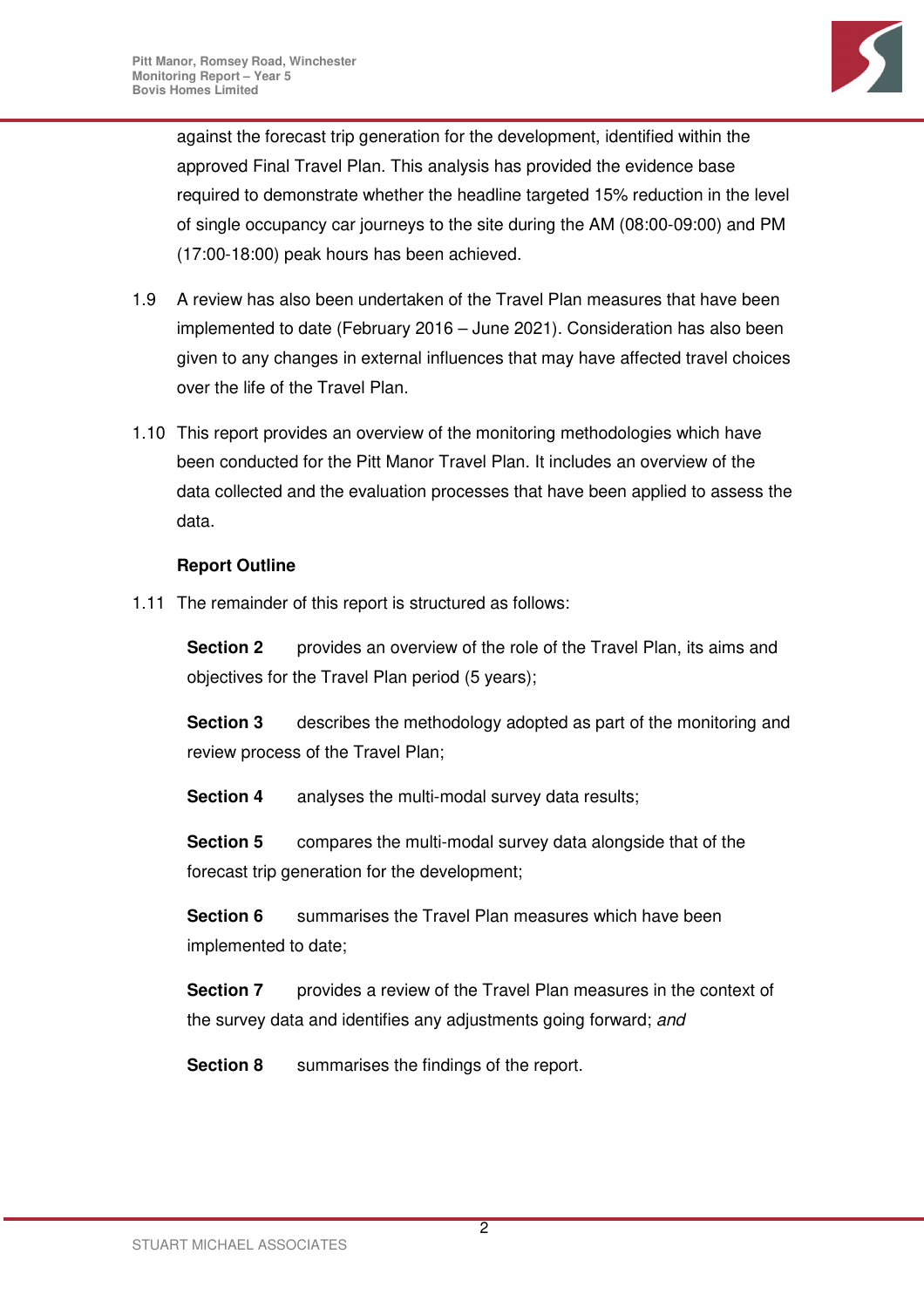against the forecast trip generation for the development, identified within the approved Final Travel Plan. This analysis has provided the evidence base required to demonstrate whether the headline targeted 15% reduction in the level of single occupancy car journeys to the site during the AM (08:00-09:00) and PM (17:00-18:00) peak hours has been achieved.

1.9 A review has also been undertaken of the Travel Plan measures that have been implemented to date (February 2016 – June 2021). Consideration has also been given to any changes in external influences that may have affected travel choices over the life of the Travel Plan.

1.10 This report provides an overview of the monitoring methodologies which have been conducted for the Pitt Manor Travel Plan. It includes an overview of the data collected and the evaluation processes that have been applied to assess the data.

**Report Outline**

1.11 The remainder of this report is structured as follows:

**Section 2** provides an overview of the role of the Travel Plan, its aims and objectives for the Travel Plan period (5 years);

**Section 3** describes the methodology adopted as part of the monitoring and review process of the Travel Plan;

**Section 4** analyses the multi-modal survey data results;

**Section 5** compares the multi-modal survey data alongside that of the forecast trip generation for the development;

**Section 6** summarises the Travel Plan measures which have been implemented to date;

**Section 7** provides a review of the Travel Plan measures in the context of the survey data and identifies any adjustments going forward; *and*

**Section 8** summarises the findings of the report.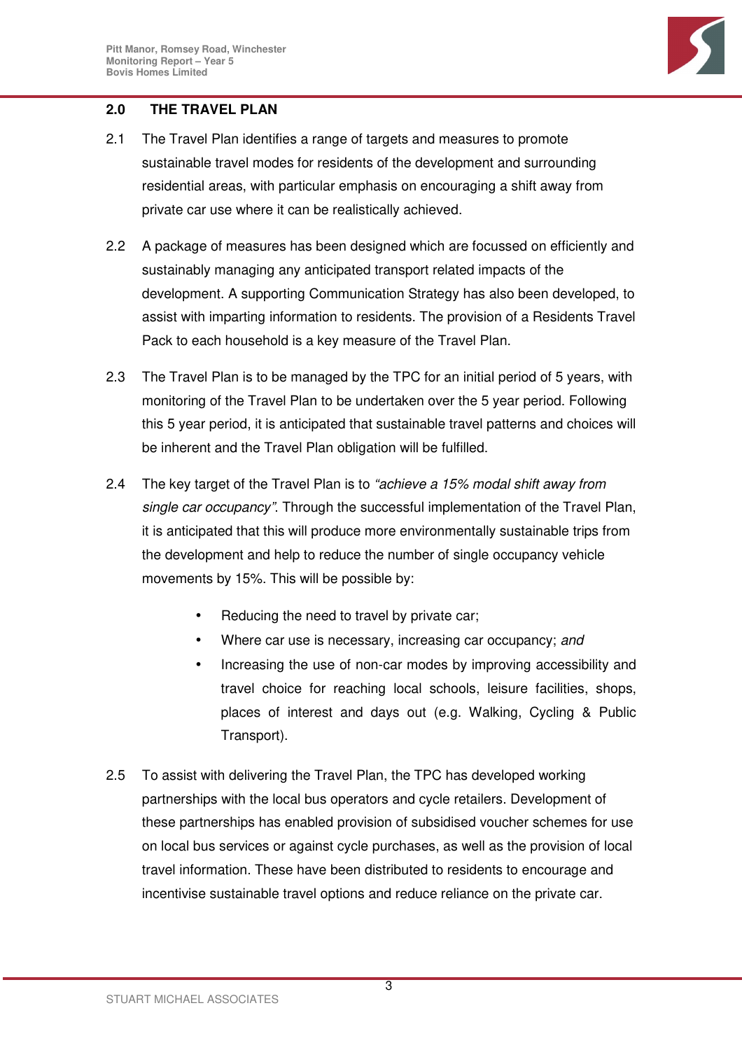## 2.0 THE TRAVEL PLAN

2.1 The Travel Plan identifies a range of targets and measures to promote sustainable travel modes for residents of the development and surrounding residential areas, with particular emphasis on encouraging a shift away from private car use where it can be realistically achieved.

2.2 A package of measures has been designed which are focussed on efficiently and sustainably managing any anticipated transport related impacts of the development. A supporting Communication Strategy has also been developed, to assist with imparting information to residents. The provision of a Residents Travel Pack to each household is a key measure of the Travel Plan.

2.3 The Travel Plan is to be managed by the TPC for an initial period of 5 years, with monitoring of the Travel Plan to be undertaken over the 5 year period. Following this 5 year period, it is anticipated that sustainable travel patterns and choices will be inherent and the Travel Plan obligation will be fulfilled.

2.4 The key target of the Travel Plan is to *"achieve a 15% modal shift away from single car occupancy"*. Through the successful implementation of the Travel Plan, it is anticipated that this will produce more environmentally sustainable trips from the development and help to reduce the number of single occupancy vehicle movements by 15%. This will be possible by:

- Reducing the need to travel by private car;
- Where car use is necessary, increasing car occupancy; *and*
- Increasing the use of non-car modes by improving accessibility and travel choice for reaching local schools, leisure facilities, shops, places of interest and days out (e.g. Walking, Cycling & Public Transport).

2.5 To assist with delivering the Travel Plan, the TPC has developed working partnerships with the local bus operators and cycle retailers. Development of these partnerships has enabled provision of subsidised voucher schemes for use on local bus services or against cycle purchases, as well as the provision of local travel information. These have been distributed to residents to encourage and incentivise sustainable travel options and reduce reliance on the private car.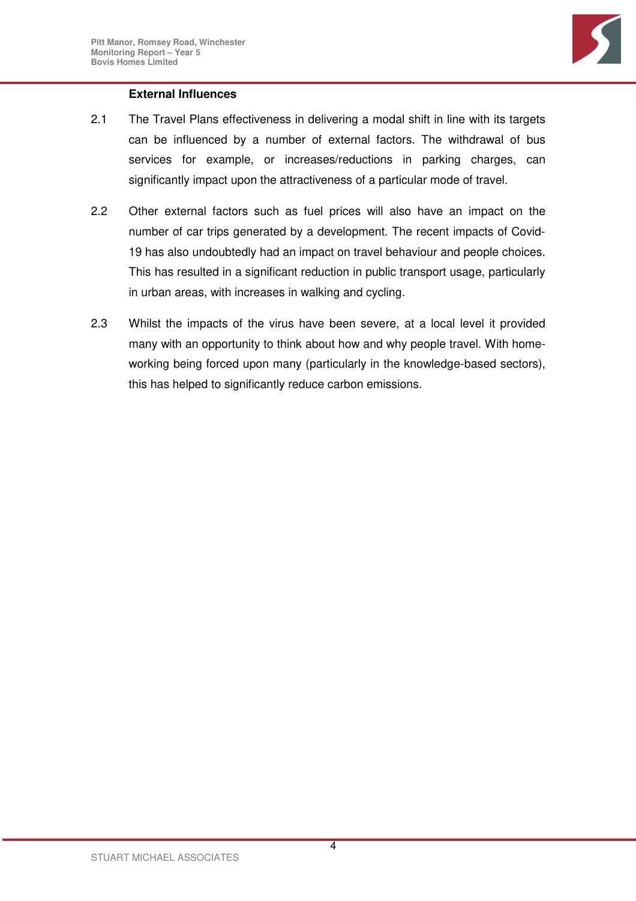### External Influences

2.1 The Travel Plans effectiveness in delivering a modal shift in line with its targets can be influenced by a number of external factors. The withdrawal of bus services for example, or increases/reductions in parking charges, can significantly impact upon the attractiveness of a particular mode of travel.

2.2 Other external factors such as fuel prices will also have an impact on the number of car trips generated by a development. The recent impacts of Covid-19 has also undoubtedly had an impact on travel behaviour and people choices. This has resulted in a significant reduction in public transport usage, particularly in urban areas, with increases in walking and cycling.

2.3 Whilst the impacts of the virus have been severe, at a local level it provided many with an opportunity to think about how and why people travel. With home-working being forced upon many (particularly in the knowledge-based sectors), this has helped to significantly reduce carbon emissions.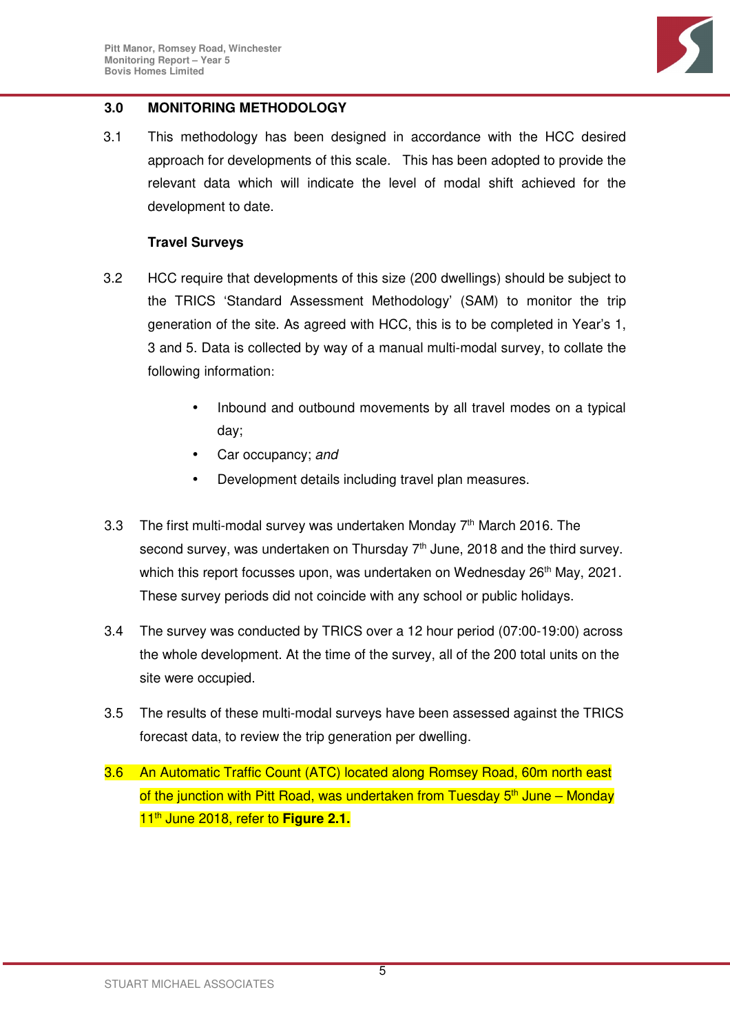## 3.0 MONITORING METHODOLOGY

3.1 This methodology has been designed in accordance with the HCC desired approach for developments of this scale. This has been adopted to provide the relevant data which will indicate the level of modal shift achieved for the development to date.

**Travel Surveys**

3.2 HCC require that developments of this size (200 dwellings) should be subject to the TRICS 'Standard Assessment Methodology' (SAM) to monitor the trip generation of the site. As agreed with HCC, this is to be completed in Year's 1, 3 and 5. Data is collected by way of a manual multi-modal survey, to collate the following information:

- Inbound and outbound movements by all travel modes on a typical day;
- Car occupancy; *and*
- Development details including travel plan measures.

3.3 The first multi-modal survey was undertaken Monday 7th March 2016. The second survey, was undertaken on Thursday 7th June, 2018 and the third survey. which this report focusses upon, was undertaken on Wednesday 26th May, 2021. These survey periods did not coincide with any school or public holidays.

3.4 The survey was conducted by TRICS over a 12 hour period (07:00-19:00) across the whole development. At the time of the survey, all of the 200 total units on the site were occupied.

3.5 The results of these multi-modal surveys have been assessed against the TRICS forecast data, to review the trip generation per dwelling.

3.6 An Automatic Traffic Count (ATC) located along Romsey Road, 60m north east of the junction with Pitt Road, was undertaken from Tuesday 5th June – Monday 11th June 2018, refer to **Figure 2.1.**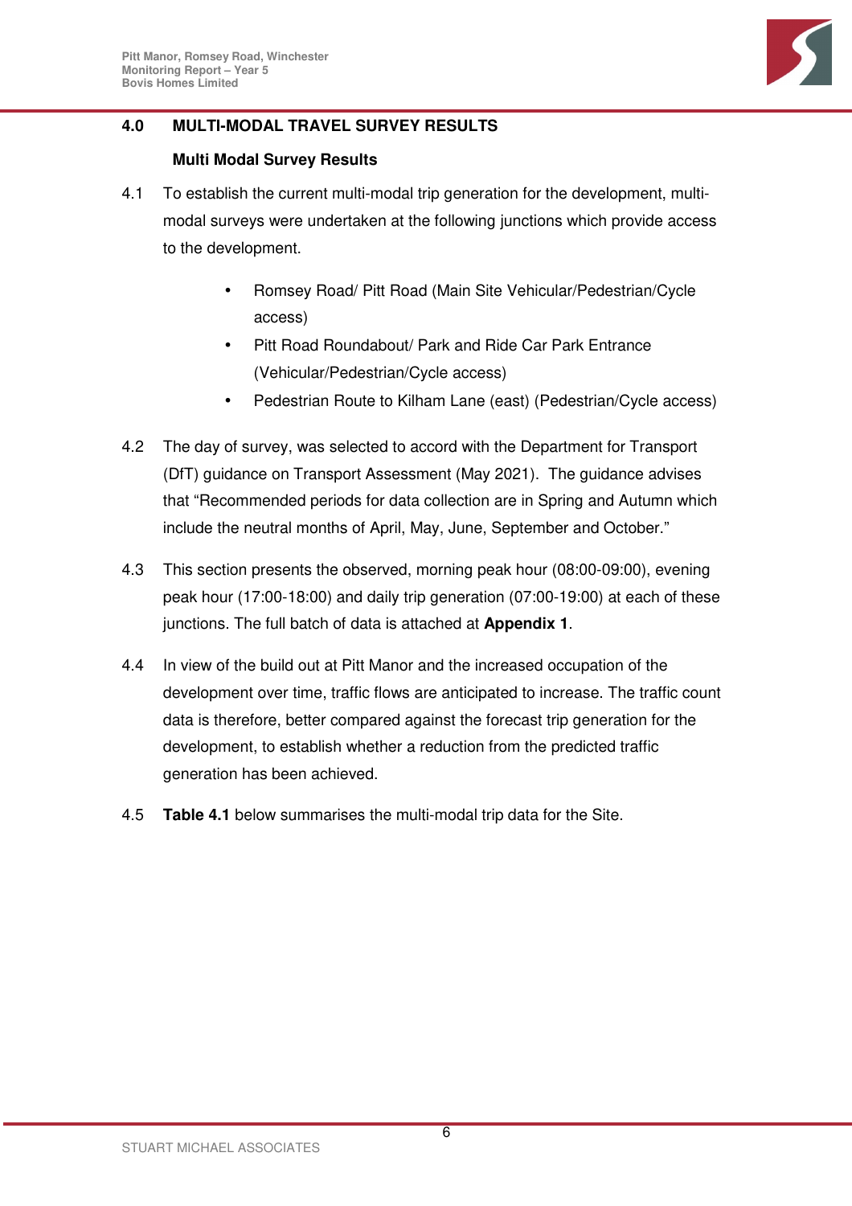## 4.0 MULTI-MODAL TRAVEL SURVEY RESULTS

### Multi Modal Survey Results

4.1 To establish the current multi-modal trip generation for the development, multi-modal surveys were undertaken at the following junctions which provide access to the development.

- Romsey Road/ Pitt Road (Main Site Vehicular/Pedestrian/Cycle access)
- Pitt Road Roundabout/ Park and Ride Car Park Entrance (Vehicular/Pedestrian/Cycle access)
- Pedestrian Route to Kilham Lane (east) (Pedestrian/Cycle access)

4.2 The day of survey, was selected to accord with the Department for Transport (DfT) guidance on Transport Assessment (May 2021). The guidance advises that "Recommended periods for data collection are in Spring and Autumn which include the neutral months of April, May, June, September and October."

4.3 This section presents the observed, morning peak hour (08:00-09:00), evening peak hour (17:00-18:00) and daily trip generation (07:00-19:00) at each of these junctions. The full batch of data is attached at **Appendix 1**.

4.4 In view of the build out at Pitt Manor and the increased occupation of the development over time, traffic flows are anticipated to increase. The traffic count data is therefore, better compared against the forecast trip generation for the development, to establish whether a reduction from the predicted traffic generation has been achieved.

4.5 **Table 4.1** below summarises the multi-modal trip data for the Site.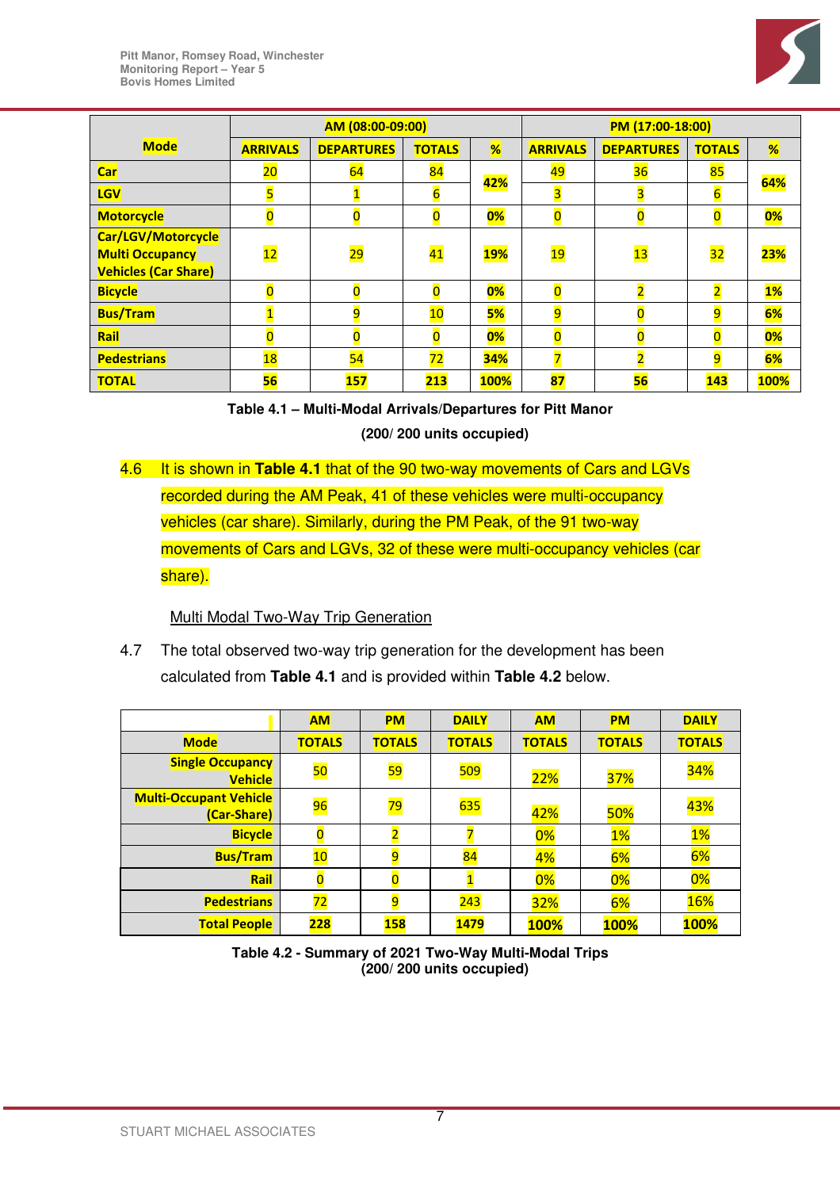| Mode | AM (08:00-09:00) | | | | PM (17:00-18:00) | | | |
|---|---|---|---|---|---|---|---|---|
| | ARRIVALS | DEPARTURES | TOTALS | % | ARRIVALS | DEPARTURES | TOTALS | % |
| Car | 20 | 64 | 84 | 42% | 49 | 36 | 85 | 64% |
| LGV | 5 | 1 | 6 | | 3 | 3 | 6 | |
| Motorcycle | 0 | 0 | 0 | 0% | 0 | 0 | 0 | 0% |
| Car/LGV/Motorcycle Multi Occupancy Vehicles (Car Share) | 12 | 29 | 41 | 19% | 19 | 13 | 32 | 23% |
| Bicycle | 0 | 0 | 0 | 0% | 0 | 2 | 2 | 1% |
| Bus/Tram | 1 | 9 | 10 | 5% | 9 | 0 | 9 | 6% |
| Rail | 0 | 0 | 0 | 0% | 0 | 0 | 0 | 0% |
| Pedestrians | 18 | 54 | 72 | 34% | 7 | 2 | 9 | 6% |
| TOTAL | 56 | 157 | 213 | 100% | 87 | 56 | 143 | 100% |

**Table 4.1 – Multi-Modal Arrivals/Departures for Pitt Manor**

**(200/ 200 units occupied)**

4.6 It is shown in **Table 4.1** that of the 90 two-way movements of Cars and LGVs recorded during the AM Peak, 41 of these vehicles were multi-occupancy vehicles (car share). Similarly, during the PM Peak, of the 91 two-way movements of Cars and LGVs, 32 of these were multi-occupancy vehicles (car share).

Multi Modal Two-Way Trip Generation

4.7 The total observed two-way trip generation for the development has been calculated from **Table 4.1** and is provided within **Table 4.2** below.

| Mode | AM TOTALS | PM TOTALS | DAILY TOTALS | AM TOTALS | PM TOTALS | DAILY TOTALS |
|---|---|---|---|---|---|---|
| Single Occupancy Vehicle | 50 | 59 | 509 | 22% | 37% | 34% |
| Multi-Occupant Vehicle (Car-Share) | 96 | 79 | 635 | 42% | 50% | 43% |
| Bicycle | 0 | 2 | 7 | 0% | 1% | 1% |
| Bus/Tram | 10 | 9 | 84 | 4% | 6% | 6% |
| Rail | 0 | 0 | 1 | 0% | 0% | 0% |
| Pedestrians | 72 | 9 | 243 | 32% | 6% | 16% |
| Total People | 228 | 158 | 1479 | 100% | 100% | 100% |

**Table 4.2 - Summary of 2021 Two-Way Multi-Modal Trips**
**(200/ 200 units occupied)**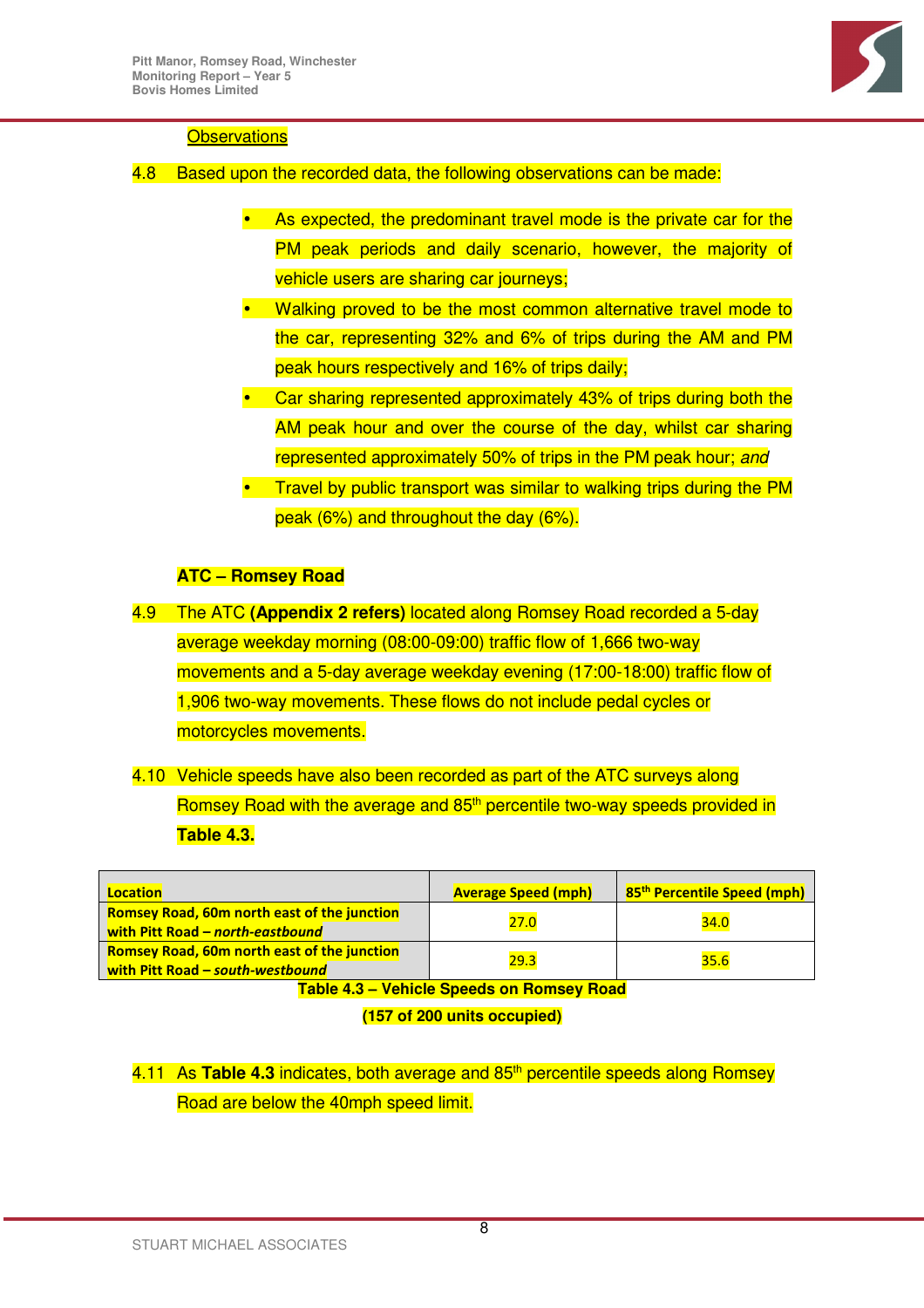Observations

4.8 Based upon the recorded data, the following observations can be made:

- As expected, the predominant travel mode is the private car for the PM peak periods and daily scenario, however, the majority of vehicle users are sharing car journeys;
- Walking proved to be the most common alternative travel mode to the car, representing 32% and 6% of trips during the AM and PM peak hours respectively and 16% of trips daily;
- Car sharing represented approximately 43% of trips during both the AM peak hour and over the course of the day, whilst car sharing represented approximately 50% of trips in the PM peak hour; *and*
- Travel by public transport was similar to walking trips during the PM peak (6%) and throughout the day (6%).

**ATC – Romsey Road**

4.9 The ATC **(Appendix 2 refers)** located along Romsey Road recorded a 5-day average weekday morning (08:00-09:00) traffic flow of 1,666 two-way movements and a 5-day average weekday evening (17:00-18:00) traffic flow of 1,906 two-way movements. These flows do not include pedal cycles or motorcycles movements.

4.10 Vehicle speeds have also been recorded as part of the ATC surveys along Romsey Road with the average and 85th percentile two-way speeds provided in **Table 4.3.**

| Location | Average Speed (mph) | 85th Percentile Speed (mph) |
|---|---|---|
| **Romsey Road, 60m north east of the junction with Pitt Road – *north-eastbound*** | 27.0 | 34.0 |
| **Romsey Road, 60m north east of the junction with Pitt Road – *south-westbound*** | 29.3 | 35.6 |

**Table 4.3 – Vehicle Speeds on Romsey Road**

**(157 of 200 units occupied)**

4.11 As **Table 4.3** indicates, both average and 85th percentile speeds along Romsey Road are below the 40mph speed limit.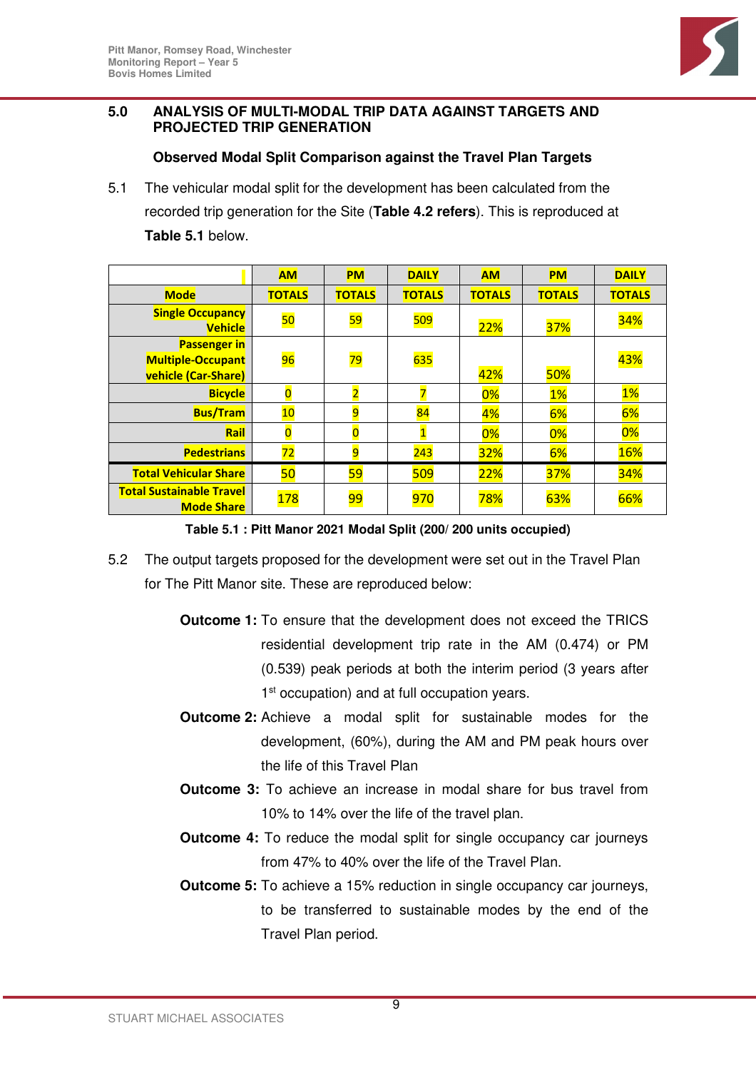## 5.0 ANALYSIS OF MULTI-MODAL TRIP DATA AGAINST TARGETS AND PROJECTED TRIP GENERATION

### Observed Modal Split Comparison against the Travel Plan Targets

5.1 The vehicular modal split for the development has been calculated from the recorded trip generation for the Site (**Table 4.2 refers**). This is reproduced at **Table 5.1** below.

| Mode | AM TOTALS | PM TOTALS | DAILY TOTALS | AM TOTALS | PM TOTALS | DAILY TOTALS |
|---|---|---|---|---|---|---|
| Single Occupancy Vehicle | 50 | 59 | 509 | 22% | 37% | 34% |
| Passenger in Multiple-Occupant vehicle (Car-Share) | 96 | 79 | 635 | 42% | 50% | 43% |
| Bicycle | 0 | 2 | 7 | 0% | 1% | 1% |
| Bus/Tram | 10 | 9 | 84 | 4% | 6% | 6% |
| Rail | 0 | 0 | 1 | 0% | 0% | 0% |
| Pedestrians | 72 | 9 | 243 | 32% | 6% | 16% |
| Total Vehicular Share | 50 | 59 | 509 | 22% | 37% | 34% |
| Total Sustainable Travel Mode Share | 178 | 99 | 970 | 78% | 63% | 66% |

**Table 5.1 : Pitt Manor 2021 Modal Split (200/ 200 units occupied)**

5.2 The output targets proposed for the development were set out in the Travel Plan for The Pitt Manor site. These are reproduced below:

**Outcome 1:** To ensure that the development does not exceed the TRICS residential development trip rate in the AM (0.474) or PM (0.539) peak periods at both the interim period (3 years after 1st occupation) and at full occupation years.

**Outcome 2:** Achieve a modal split for sustainable modes for the development, (60%), during the AM and PM peak hours over the life of this Travel Plan

**Outcome 3:** To achieve an increase in modal share for bus travel from 10% to 14% over the life of the travel plan.

**Outcome 4:** To reduce the modal split for single occupancy car journeys from 47% to 40% over the life of the Travel Plan.

**Outcome 5:** To achieve a 15% reduction in single occupancy car journeys, to be transferred to sustainable modes by the end of the Travel Plan period.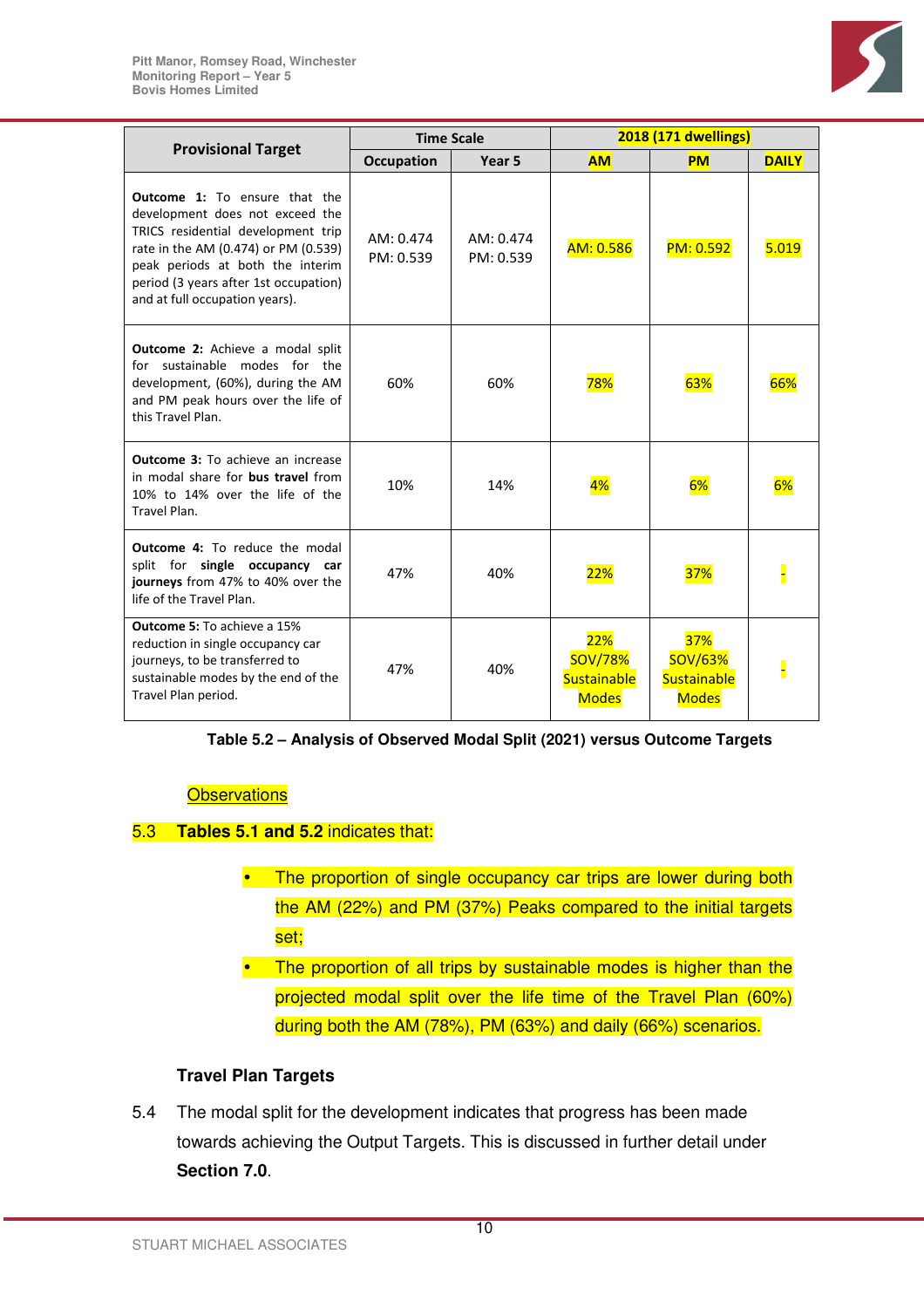| Provisional Target | Time Scale | | 2018 (171 dwellings) | | |
|---|---|---|---|---|---|
| | Occupation | Year 5 | AM | PM | DAILY |
| **Outcome 1:** To ensure that the development does not exceed the TRICS residential development trip rate in the AM (0.474) or PM (0.539) peak periods at both the interim period (3 years after 1st occupation) and at full occupation years). | AM: 0.474 PM: 0.539 | AM: 0.474 PM: 0.539 | AM: 0.586 | PM: 0.592 | 5.019 |
| **Outcome 2:** Achieve a modal split for sustainable modes for the development, (60%), during the AM and PM peak hours over the life of this Travel Plan. | 60% | 60% | 78% | 63% | 66% |
| **Outcome 3:** To achieve an increase in modal share for **bus travel** from 10% to 14% over the life of the Travel Plan. | 10% | 14% | 4% | 6% | 6% |
| **Outcome 4:** To reduce the modal split for **single occupancy car journeys** from 47% to 40% over the life of the Travel Plan. | 47% | 40% | 22% | 37% | - |
| **Outcome 5:** To achieve a 15% reduction in single occupancy car journeys, to be transferred to sustainable modes by the end of the Travel Plan period. | 47% | 40% | 22% SOV/78% Sustainable Modes | 37% SOV/63% Sustainable Modes | - |

**Table 5.2 – Analysis of Observed Modal Split (2021) versus Outcome Targets**

Observations

5.3 **Tables 5.1 and 5.2** indicates that:

- The proportion of single occupancy car trips are lower during both the AM (22%) and PM (37%) Peaks compared to the initial targets set;
- The proportion of all trips by sustainable modes is higher than the projected modal split over the life time of the Travel Plan (60%) during both the AM (78%), PM (63%) and daily (66%) scenarios.

### Travel Plan Targets

5.4 The modal split for the development indicates that progress has been made towards achieving the Output Targets. This is discussed in further detail under **Section 7.0**.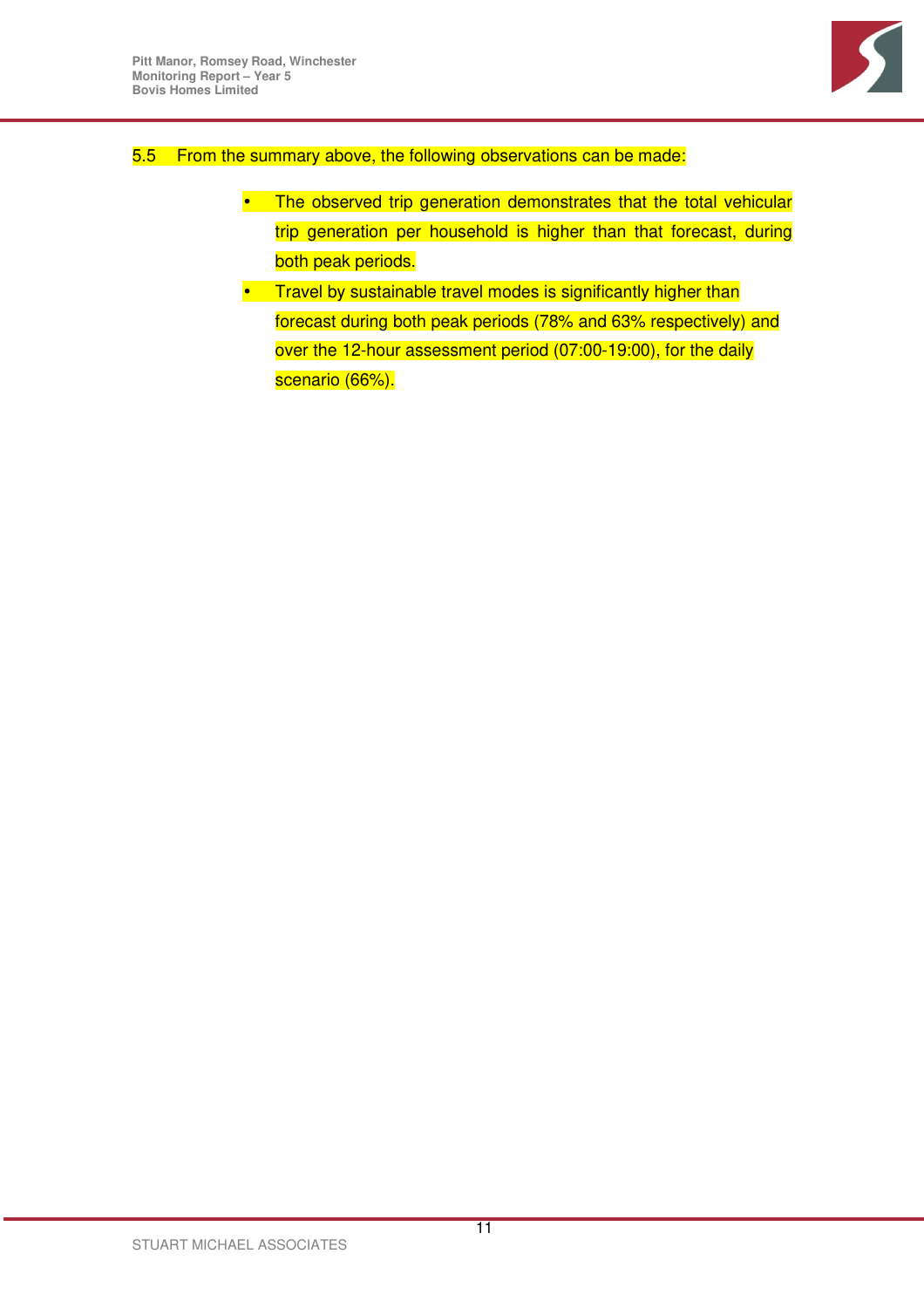5.5 From the summary above, the following observations can be made:

- The observed trip generation demonstrates that the total vehicular trip generation per household is higher than that forecast, during both peak periods.
- Travel by sustainable travel modes is significantly higher than forecast during both peak periods (78% and 63% respectively) and over the 12-hour assessment period (07:00-19:00), for the daily scenario (66%).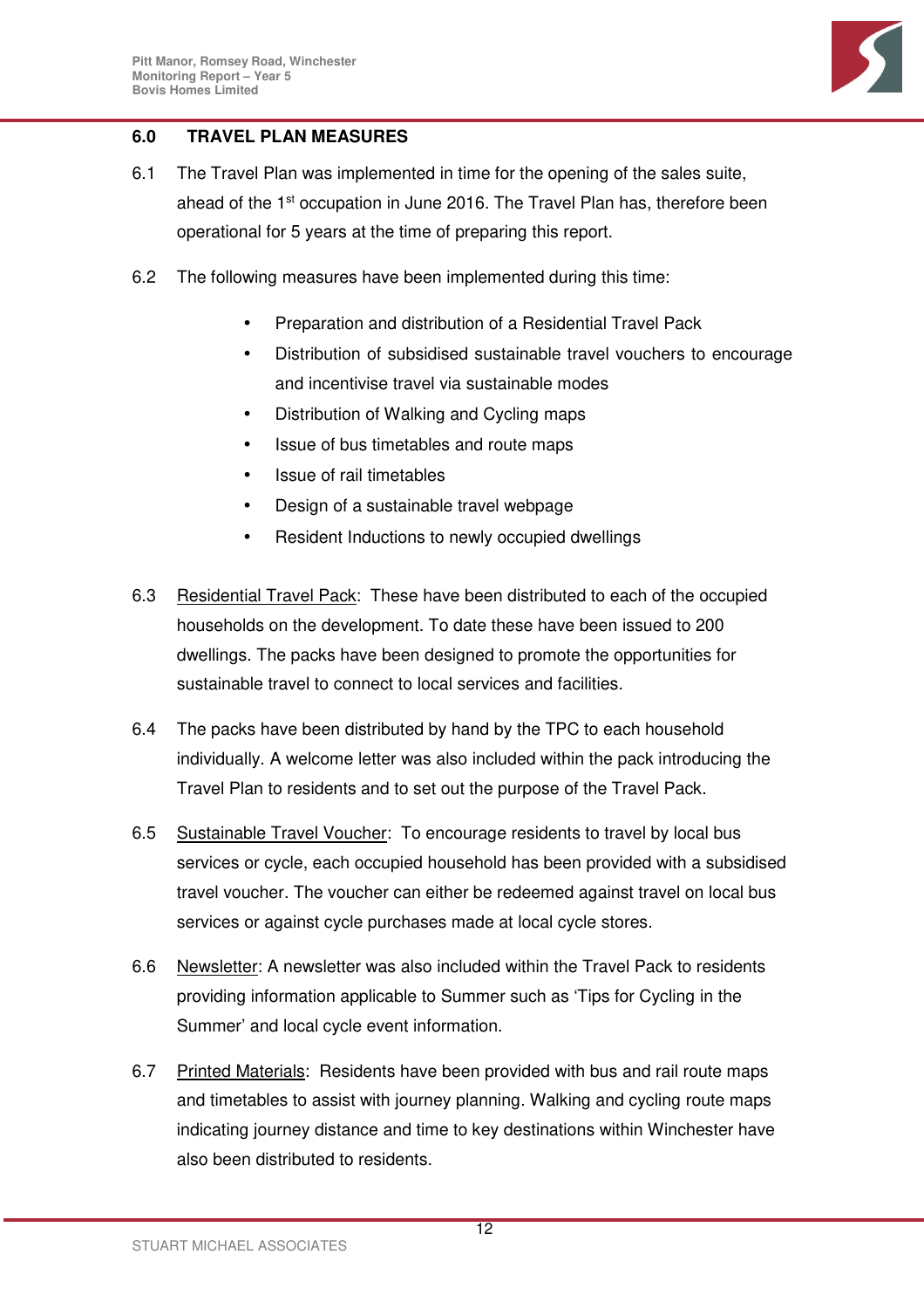## 6.0 TRAVEL PLAN MEASURES

6.1 The Travel Plan was implemented in time for the opening of the sales suite, ahead of the 1st occupation in June 2016. The Travel Plan has, therefore been operational for 5 years at the time of preparing this report.

6.2 The following measures have been implemented during this time:

- Preparation and distribution of a Residential Travel Pack
- Distribution of subsidised sustainable travel vouchers to encourage and incentivise travel via sustainable modes
- Distribution of Walking and Cycling maps
- Issue of bus timetables and route maps
- Issue of rail timetables
- Design of a sustainable travel webpage
- Resident Inductions to newly occupied dwellings

6.3 <u>Residential Travel Pack</u>: These have been distributed to each of the occupied households on the development. To date these have been issued to 200 dwellings. The packs have been designed to promote the opportunities for sustainable travel to connect to local services and facilities.

6.4 The packs have been distributed by hand by the TPC to each household individually. A welcome letter was also included within the pack introducing the Travel Plan to residents and to set out the purpose of the Travel Pack.

6.5 <u>Sustainable Travel Voucher</u>: To encourage residents to travel by local bus services or cycle, each occupied household has been provided with a subsidised travel voucher. The voucher can either be redeemed against travel on local bus services or against cycle purchases made at local cycle stores.

6.6 <u>Newsletter</u>: A newsletter was also included within the Travel Pack to residents providing information applicable to Summer such as 'Tips for Cycling in the Summer' and local cycle event information.

6.7 <u>Printed Materials</u>: Residents have been provided with bus and rail route maps and timetables to assist with journey planning. Walking and cycling route maps indicating journey distance and time to key destinations within Winchester have also been distributed to residents.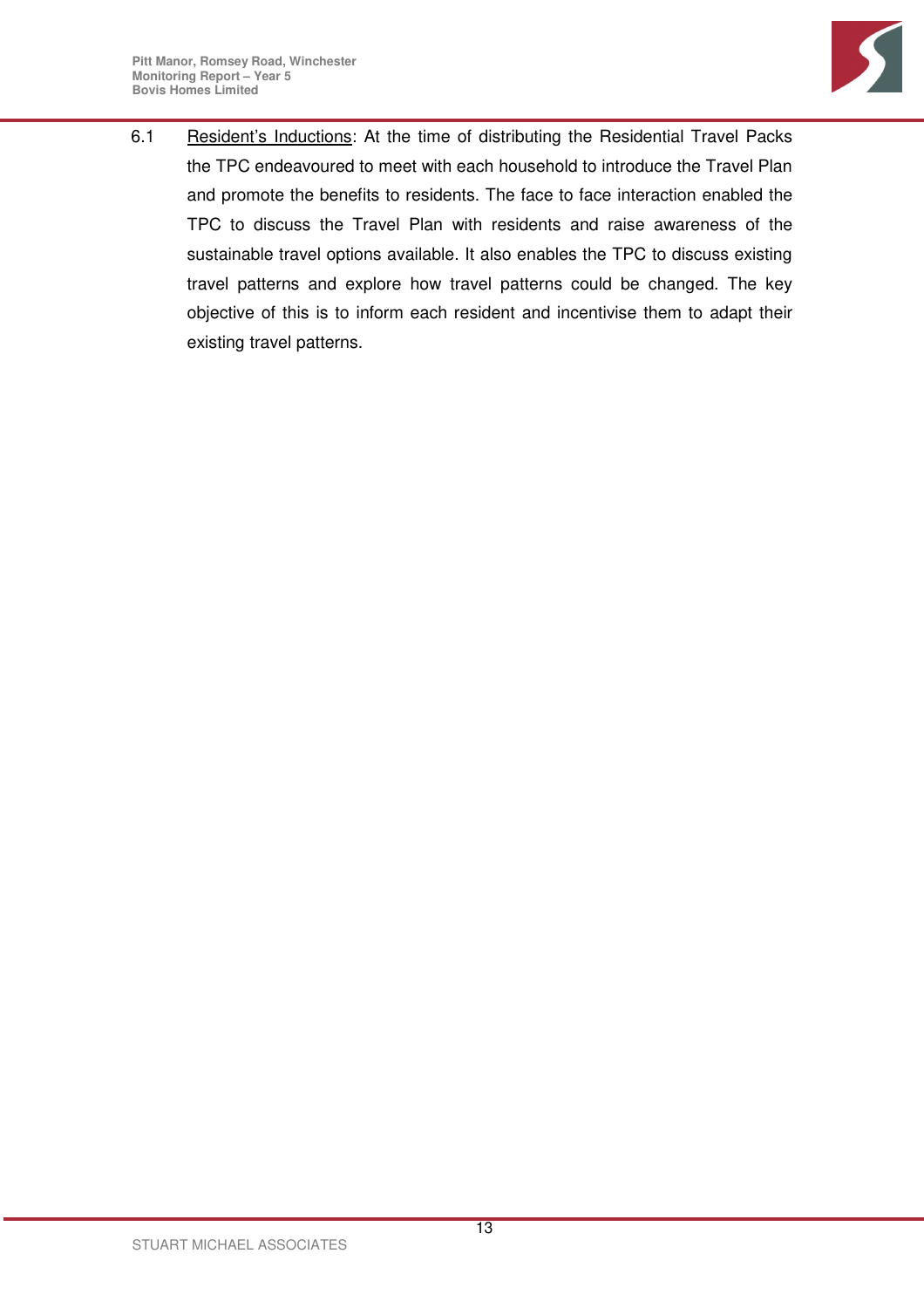6.1 Resident's Inductions: At the time of distributing the Residential Travel Packs the TPC endeavoured to meet with each household to introduce the Travel Plan and promote the benefits to residents. The face to face interaction enabled the TPC to discuss the Travel Plan with residents and raise awareness of the sustainable travel options available. It also enables the TPC to discuss existing travel patterns and explore how travel patterns could be changed. The key objective of this is to inform each resident and incentivise them to adapt their existing travel patterns.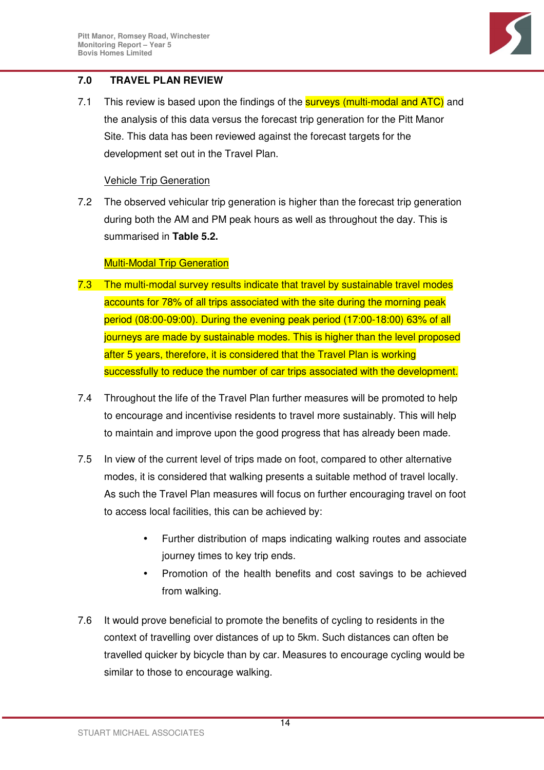## 7.0 TRAVEL PLAN REVIEW

7.1 This review is based upon the findings of the surveys (multi-modal and ATC) and the analysis of this data versus the forecast trip generation for the Pitt Manor Site. This data has been reviewed against the forecast targets for the development set out in the Travel Plan.

Vehicle Trip Generation

7.2 The observed vehicular trip generation is higher than the forecast trip generation during both the AM and PM peak hours as well as throughout the day. This is summarised in **Table 5.2.**

Multi-Modal Trip Generation

7.3 The multi-modal survey results indicate that travel by sustainable travel modes accounts for 78% of all trips associated with the site during the morning peak period (08:00-09:00). During the evening peak period (17:00-18:00) 63% of all journeys are made by sustainable modes. This is higher than the level proposed after 5 years, therefore, it is considered that the Travel Plan is working successfully to reduce the number of car trips associated with the development.

7.4 Throughout the life of the Travel Plan further measures will be promoted to help to encourage and incentivise residents to travel more sustainably. This will help to maintain and improve upon the good progress that has already been made.

7.5 In view of the current level of trips made on foot, compared to other alternative modes, it is considered that walking presents a suitable method of travel locally. As such the Travel Plan measures will focus on further encouraging travel on foot to access local facilities, this can be achieved by:

- Further distribution of maps indicating walking routes and associate journey times to key trip ends.
- Promotion of the health benefits and cost savings to be achieved from walking.

7.6 It would prove beneficial to promote the benefits of cycling to residents in the context of travelling over distances of up to 5km. Such distances can often be travelled quicker by bicycle than by car. Measures to encourage cycling would be similar to those to encourage walking.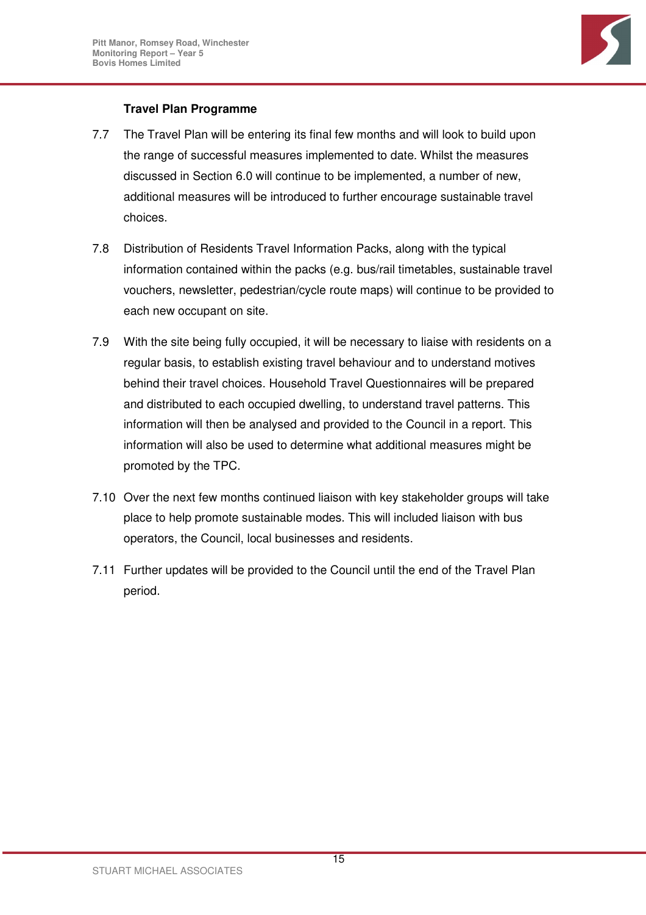**Travel Plan Programme**

7.7 The Travel Plan will be entering its final few months and will look to build upon the range of successful measures implemented to date. Whilst the measures discussed in Section 6.0 will continue to be implemented, a number of new, additional measures will be introduced to further encourage sustainable travel choices.

7.8 Distribution of Residents Travel Information Packs, along with the typical information contained within the packs (e.g. bus/rail timetables, sustainable travel vouchers, newsletter, pedestrian/cycle route maps) will continue to be provided to each new occupant on site.

7.9 With the site being fully occupied, it will be necessary to liaise with residents on a regular basis, to establish existing travel behaviour and to understand motives behind their travel choices. Household Travel Questionnaires will be prepared and distributed to each occupied dwelling, to understand travel patterns. This information will then be analysed and provided to the Council in a report. This information will also be used to determine what additional measures might be promoted by the TPC.

7.10 Over the next few months continued liaison with key stakeholder groups will take place to help promote sustainable modes. This will included liaison with bus operators, the Council, local businesses and residents.

7.11 Further updates will be provided to the Council until the end of the Travel Plan period.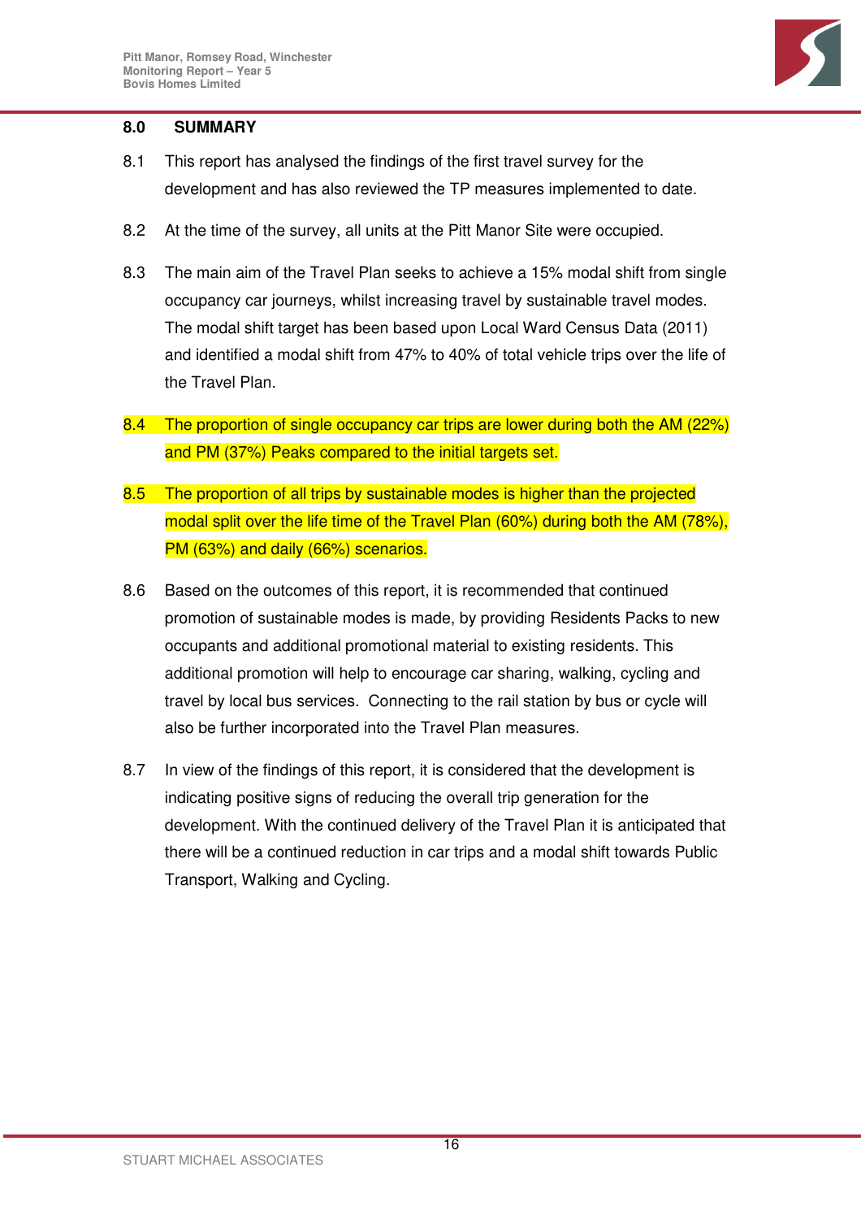## 8.0 SUMMARY

8.1 This report has analysed the findings of the first travel survey for the development and has also reviewed the TP measures implemented to date.

8.2 At the time of the survey, all units at the Pitt Manor Site were occupied.

8.3 The main aim of the Travel Plan seeks to achieve a 15% modal shift from single occupancy car journeys, whilst increasing travel by sustainable travel modes. The modal shift target has been based upon Local Ward Census Data (2011) and identified a modal shift from 47% to 40% of total vehicle trips over the life of the Travel Plan.

8.4 The proportion of single occupancy car trips are lower during both the AM (22%) and PM (37%) Peaks compared to the initial targets set.

8.5 The proportion of all trips by sustainable modes is higher than the projected modal split over the life time of the Travel Plan (60%) during both the AM (78%), PM (63%) and daily (66%) scenarios.

8.6 Based on the outcomes of this report, it is recommended that continued promotion of sustainable modes is made, by providing Residents Packs to new occupants and additional promotional material to existing residents. This additional promotion will help to encourage car sharing, walking, cycling and travel by local bus services. Connecting to the rail station by bus or cycle will also be further incorporated into the Travel Plan measures.

8.7 In view of the findings of this report, it is considered that the development is indicating positive signs of reducing the overall trip generation for the development. With the continued delivery of the Travel Plan it is anticipated that there will be a continued reduction in car trips and a modal shift towards Public Transport, Walking and Cycling.